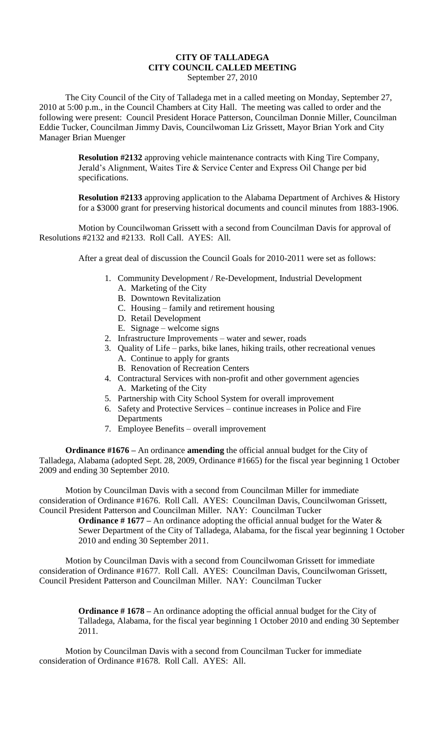# CITY OF TALLADEGA
# CITY COUNCIL CALLED MEETING
September 27, 2010

The City Council of the City of Talladega met in a called meeting on Monday, September 27, 2010 at 5:00 p.m., in the Council Chambers at City Hall. The meeting was called to order and the following were present: Council President Horace Patterson, Councilman Donnie Miller, Councilman Eddie Tucker, Councilman Jimmy Davis, Councilwoman Liz Grissett, Mayor Brian York and City Manager Brian Muenger

**Resolution #2132** approving vehicle maintenance contracts with King Tire Company, Jerald's Alignment, Waites Tire & Service Center and Express Oil Change per bid specifications.

**Resolution #2133** approving application to the Alabama Department of Archives & History for a $3000 grant for preserving historical documents and council minutes from 1883-1906.

Motion by Councilwoman Grissett with a second from Councilman Davis for approval of Resolutions #2132 and #2133. Roll Call. AYES: All.

After a great deal of discussion the Council Goals for 2010-2011 were set as follows:

1. Community Development / Re-Development, Industrial Development
   A. Marketing of the City
   B. Downtown Revitalization
   C. Housing – family and retirement housing
   D. Retail Development
   E. Signage – welcome signs
2. Infrastructure Improvements – water and sewer, roads
3. Quality of Life – parks, bike lanes, hiking trails, other recreational venues
   A. Continue to apply for grants
   B. Renovation of Recreation Centers
4. Contractural Services with non-profit and other government agencies
   A. Marketing of the City
5. Partnership with City School System for overall improvement
6. Safety and Protective Services – continue increases in Police and Fire Departments
7. Employee Benefits – overall improvement

**Ordinance #1676 –** An ordinance **amending** the official annual budget for the City of Talladega, Alabama (adopted Sept. 28, 2009, Ordinance #1665) for the fiscal year beginning 1 October 2009 and ending 30 September 2010.

Motion by Councilman Davis with a second from Councilman Miller for immediate consideration of Ordinance #1676. Roll Call. AYES: Councilman Davis, Councilwoman Grissett, Council President Patterson and Councilman Miller. NAY: Councilman Tucker

**Ordinance # 1677 –** An ordinance adopting the official annual budget for the Water & Sewer Department of the City of Talladega, Alabama, for the fiscal year beginning 1 October 2010 and ending 30 September 2011.

Motion by Councilman Davis with a second from Councilwoman Grissett for immediate consideration of Ordinance #1677. Roll Call. AYES: Councilman Davis, Councilwoman Grissett, Council President Patterson and Councilman Miller. NAY: Councilman Tucker

**Ordinance # 1678 –** An ordinance adopting the official annual budget for the City of Talladega, Alabama, for the fiscal year beginning 1 October 2010 and ending 30 September 2011.

Motion by Councilman Davis with a second from Councilman Tucker for immediate consideration of Ordinance #1678. Roll Call. AYES: All.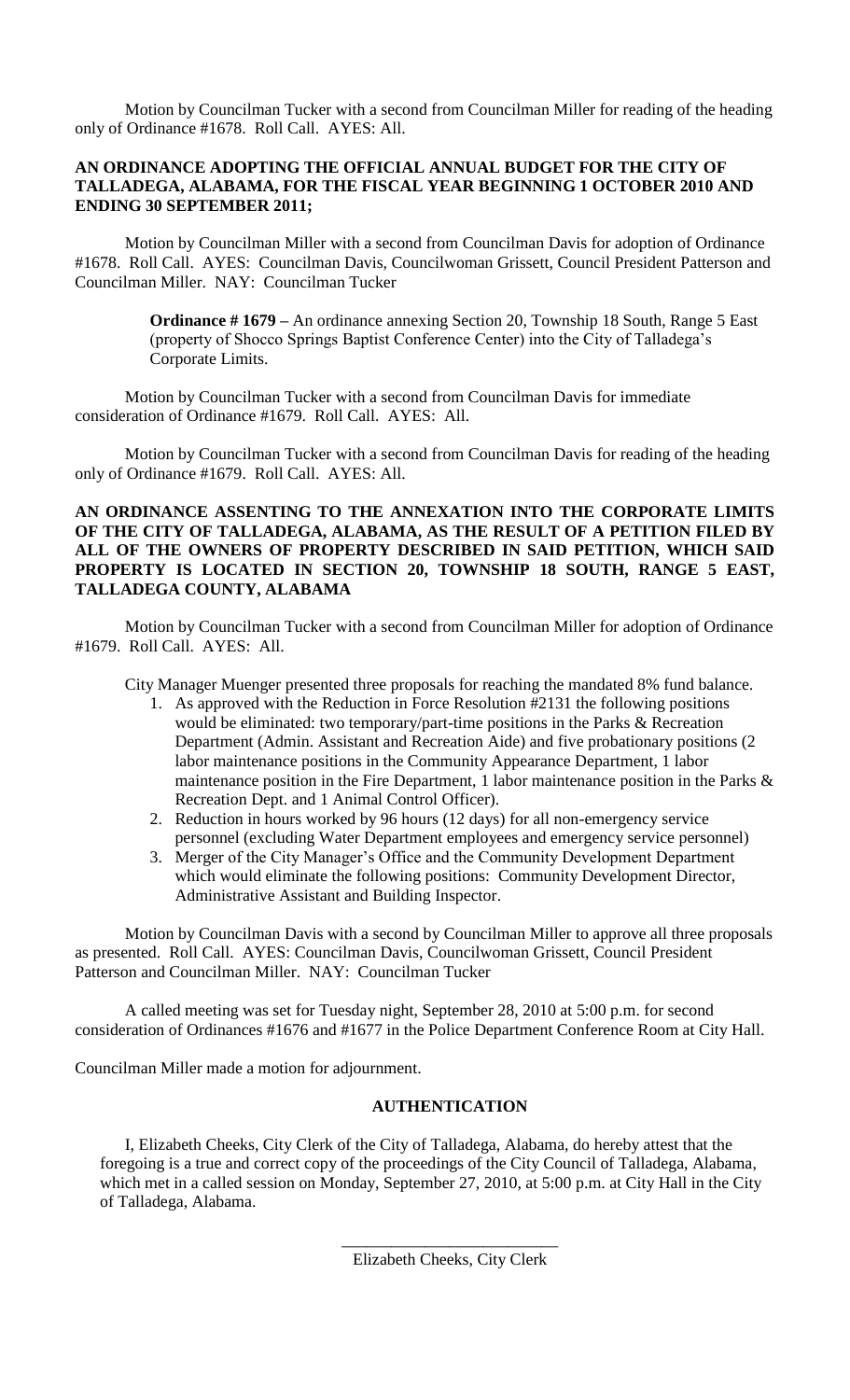Motion by Councilman Tucker with a second from Councilman Miller for reading of the heading only of Ordinance #1678. Roll Call. AYES: All.

**AN ORDINANCE ADOPTING THE OFFICIAL ANNUAL BUDGET FOR THE CITY OF TALLADEGA, ALABAMA, FOR THE FISCAL YEAR BEGINNING 1 OCTOBER 2010 AND ENDING 30 SEPTEMBER 2011;**

Motion by Councilman Miller with a second from Councilman Davis for adoption of Ordinance #1678. Roll Call. AYES: Councilman Davis, Councilwoman Grissett, Council President Patterson and Councilman Miller. NAY: Councilman Tucker

> **Ordinance # 1679 –** An ordinance annexing Section 20, Township 18 South, Range 5 East (property of Shocco Springs Baptist Conference Center) into the City of Talladega's Corporate Limits.

Motion by Councilman Tucker with a second from Councilman Davis for immediate consideration of Ordinance #1679. Roll Call. AYES: All.

Motion by Councilman Tucker with a second from Councilman Davis for reading of the heading only of Ordinance #1679. Roll Call. AYES: All.

**AN ORDINANCE ASSENTING TO THE ANNEXATION INTO THE CORPORATE LIMITS OF THE CITY OF TALLADEGA, ALABAMA, AS THE RESULT OF A PETITION FILED BY ALL OF THE OWNERS OF PROPERTY DESCRIBED IN SAID PETITION, WHICH SAID PROPERTY IS LOCATED IN SECTION 20, TOWNSHIP 18 SOUTH, RANGE 5 EAST, TALLADEGA COUNTY, ALABAMA**

Motion by Councilman Tucker with a second from Councilman Miller for adoption of Ordinance #1679. Roll Call. AYES: All.

City Manager Muenger presented three proposals for reaching the mandated 8% fund balance.

1. As approved with the Reduction in Force Resolution #2131 the following positions would be eliminated: two temporary/part-time positions in the Parks & Recreation Department (Admin. Assistant and Recreation Aide) and five probationary positions (2 labor maintenance positions in the Community Appearance Department, 1 labor maintenance position in the Fire Department, 1 labor maintenance position in the Parks & Recreation Dept. and 1 Animal Control Officer).
2. Reduction in hours worked by 96 hours (12 days) for all non-emergency service personnel (excluding Water Department employees and emergency service personnel)
3. Merger of the City Manager's Office and the Community Development Department which would eliminate the following positions: Community Development Director, Administrative Assistant and Building Inspector.

Motion by Councilman Davis with a second by Councilman Miller to approve all three proposals as presented. Roll Call. AYES: Councilman Davis, Councilwoman Grissett, Council President Patterson and Councilman Miller. NAY: Councilman Tucker

A called meeting was set for Tuesday night, September 28, 2010 at 5:00 p.m. for second consideration of Ordinances #1676 and #1677 in the Police Department Conference Room at City Hall.

Councilman Miller made a motion for adjournment.

**AUTHENTICATION**

I, Elizabeth Cheeks, City Clerk of the City of Talladega, Alabama, do hereby attest that the foregoing is a true and correct copy of the proceedings of the City Council of Talladega, Alabama, which met in a called session on Monday, September 27, 2010, at 5:00 p.m. at City Hall in the City of Talladega, Alabama.

\_\_\_\_\_\_\_\_\_\_\_\_\_\_\_\_\_\_\_\_\_\_\_\_\_\_

Elizabeth Cheeks, City Clerk